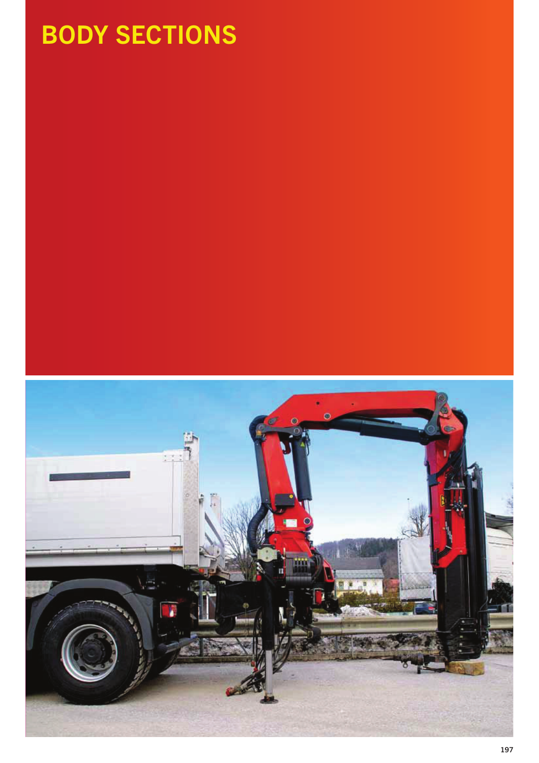# BODY SECTIONS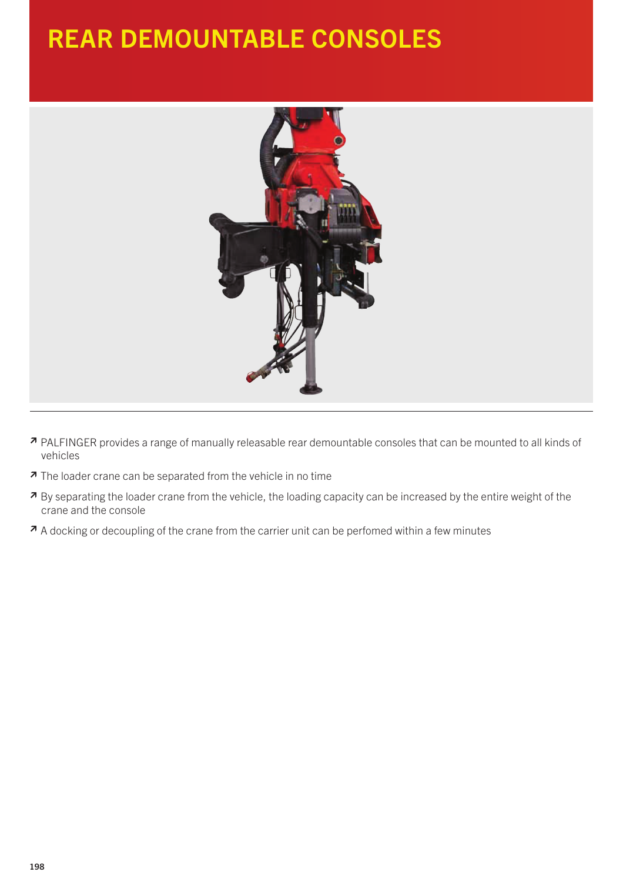# REAR DEMOUNTABLE CONSOLES

- PALFINGER provides a range of manually releasable rear demountable consoles that can be mounted to all kinds of vehicles
- The loader crane can be separated from the vehicle in no time
- By separating the loader crane from the vehicle, the loading capacity can be increased by the entire weight of the crane and the console
- A docking or decoupling of the crane from the carrier unit can be perfomed within a few minutes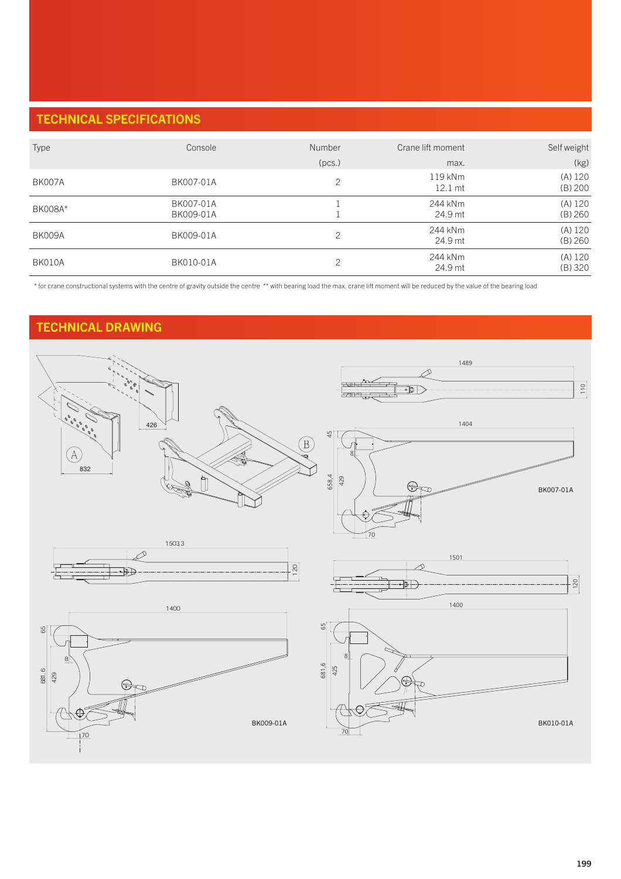## TECHNICAL SPECIFICATIONS

| Type | Console | Number (pcs.) | Crane lift moment max. | Self weight (kg) |
|---|---|---|---|---|
| BK007A | BK007-01A | 2 | 119 kNm<br>12.1 mt | (A) 120<br>(B) 200 |
| BK008A* | BK007-01A<br>BK009-01A | 1<br>1 | 244 kNm<br>24.9 mt | (A) 120<br>(B) 260 |
| BK009A | BK009-01A | 2 | 244 kNm<br>24.9 mt | (A) 120<br>(B) 260 |
| BK010A | BK010-01A | 2 | 244 kNm<br>24.9 mt | (A) 120<br>(B) 320 |

\* for crane constructional systems with the centre of gravity outside the centre ** with bearing load the max. crane lift moment will be reduced by the value of the bearing load

## TECHNICAL DRAWING

A 832 426 B

1489 110

1404 45 8 658,4 429 70

BK007-01A

1503,3 120

1400 65 8 681,6 429 70

BK009-01A

1501 120

1400 65 8 681,6 425 70

BK010-01A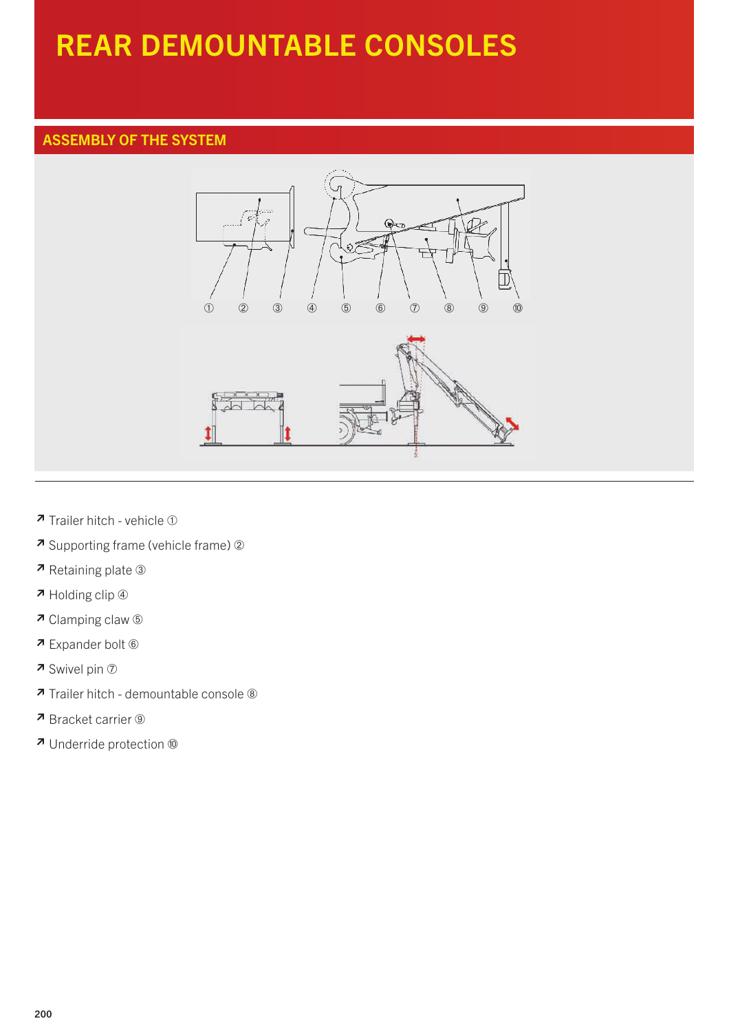# REAR DEMOUNTABLE CONSOLES

## ASSEMBLY OF THE SYSTEM

- ↗ Trailer hitch - vehicle ①
- ↗ Supporting frame (vehicle frame) ②
- ↗ Retaining plate ③
- ↗ Holding clip ④
- ↗ Clamping claw ⑤
- ↗ Expander bolt ⑥
- ↗ Swivel pin ⑦
- ↗ Trailer hitch - demountable console ⑧
- ↗ Bracket carrier ⑨
- ↗ Underride protection ⑩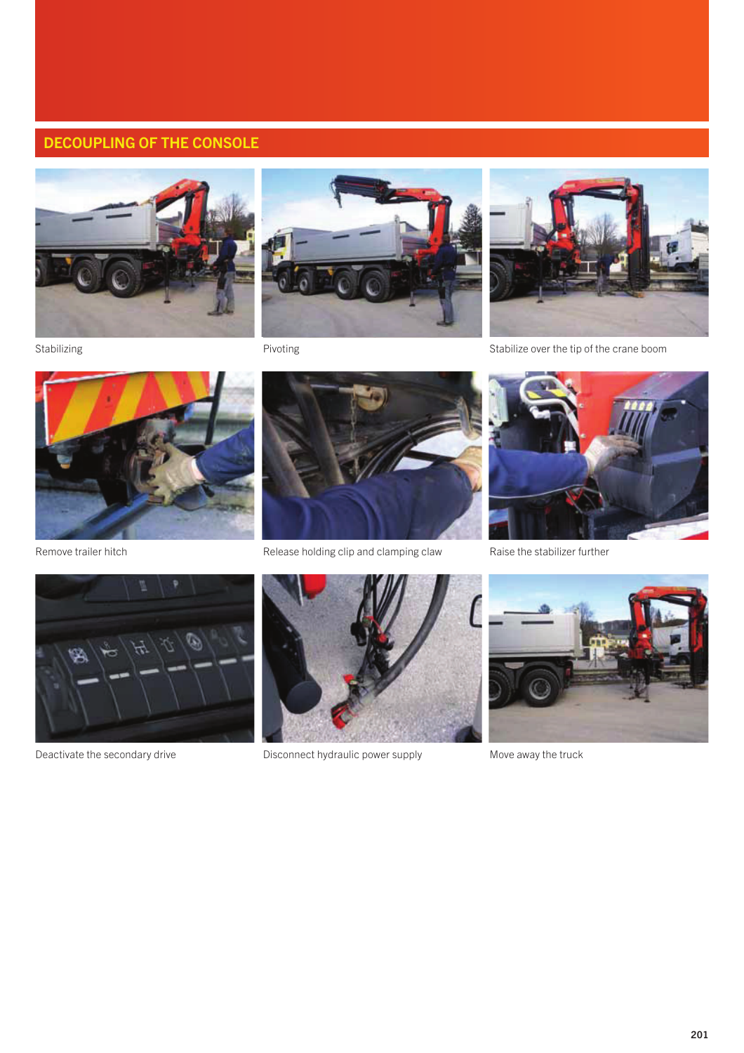## DECOUPLING OF THE CONSOLE

Stabilizing

Pivoting

Stabilize over the tip of the crane boom

Remove trailer hitch

Release holding clip and clamping claw

Raise the stabilizer further

Deactivate the secondary drive

Disconnect hydraulic power supply

Move away the truck